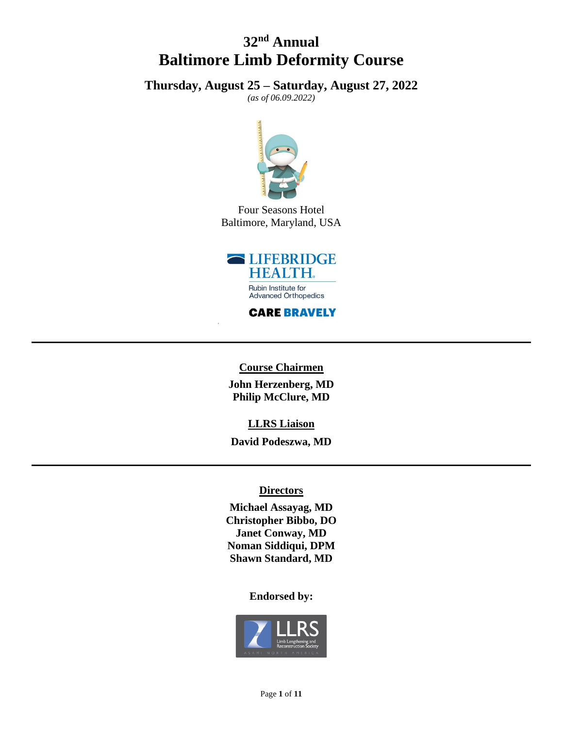# 32nd Annual
# Baltimore Limb Deformity Course

## Thursday, August 25 – Saturday, August 27, 2022

*(as of 06.09.2022)*

Four Seasons Hotel
Baltimore, Maryland, USA

LIFEBRIDGE HEALTH

Rubin Institute for Advanced Orthopedics

CARE BRAVELY

---

**Course Chairmen**

**John Herzenberg, MD**
**Philip McClure, MD**

**LLRS Liaison**

**David Podeszwa, MD**

---

**Directors**

**Michael Assayag, MD**
**Christopher Bibbo, DO**
**Janet Conway, MD**
**Noman Siddiqui, DPM**
**Shawn Standard, MD**

**Endorsed by:**

LLRS
Limb Lengthening and Reconstruction Society
ASAMI NORTH AMERICA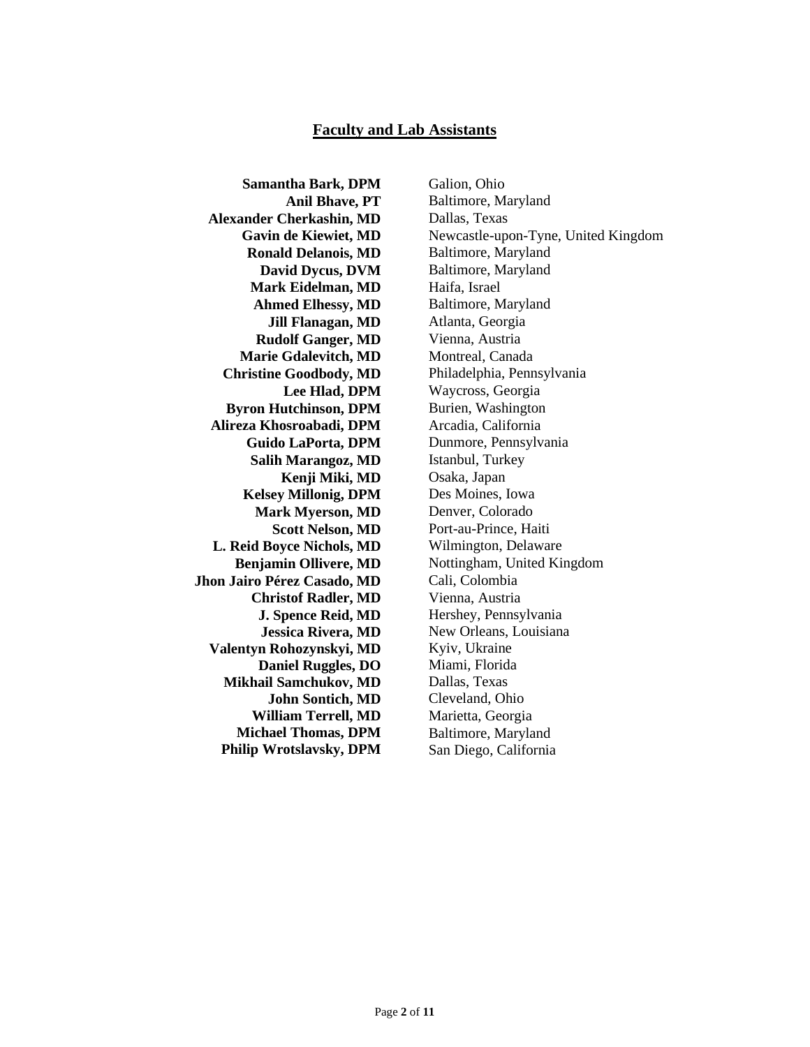## Faculty and Lab Assistants

| | |
|---|---|
| **Samantha Bark, DPM** | Galion, Ohio |
| **Anil Bhave, PT** | Baltimore, Maryland |
| **Alexander Cherkashin, MD** | Dallas, Texas |
| **Gavin de Kiewiet, MD** | Newcastle-upon-Tyne, United Kingdom |
| **Ronald Delanois, MD** | Baltimore, Maryland |
| **David Dycus, DVM** | Baltimore, Maryland |
| **Mark Eidelman, MD** | Haifa, Israel |
| **Ahmed Elhessy, MD** | Baltimore, Maryland |
| **Jill Flanagan, MD** | Atlanta, Georgia |
| **Rudolf Ganger, MD** | Vienna, Austria |
| **Marie Gdalevitch, MD** | Montreal, Canada |
| **Christine Goodbody, MD** | Philadelphia, Pennsylvania |
| **Lee Hlad, DPM** | Waycross, Georgia |
| **Byron Hutchinson, DPM** | Burien, Washington |
| **Alireza Khosroabadi, DPM** | Arcadia, California |
| **Guido LaPorta, DPM** | Dunmore, Pennsylvania |
| **Salih Marangoz, MD** | Istanbul, Turkey |
| **Kenji Miki, MD** | Osaka, Japan |
| **Kelsey Millonig, DPM** | Des Moines, Iowa |
| **Mark Myerson, MD** | Denver, Colorado |
| **Scott Nelson, MD** | Port-au-Prince, Haiti |
| **L. Reid Boyce Nichols, MD** | Wilmington, Delaware |
| **Benjamin Ollivere, MD** | Nottingham, United Kingdom |
| **Jhon Jairo Pérez Casado, MD** | Cali, Colombia |
| **Christof Radler, MD** | Vienna, Austria |
| **J. Spence Reid, MD** | Hershey, Pennsylvania |
| **Jessica Rivera, MD** | New Orleans, Louisiana |
| **Valentyn Rohozynskyi, MD** | Kyiv, Ukraine |
| **Daniel Ruggles, DO** | Miami, Florida |
| **Mikhail Samchukov, MD** | Dallas, Texas |
| **John Sontich, MD** | Cleveland, Ohio |
| **William Terrell, MD** | Marietta, Georgia |
| **Michael Thomas, DPM** | Baltimore, Maryland |
| **Philip Wrotslavsky, DPM** | San Diego, California |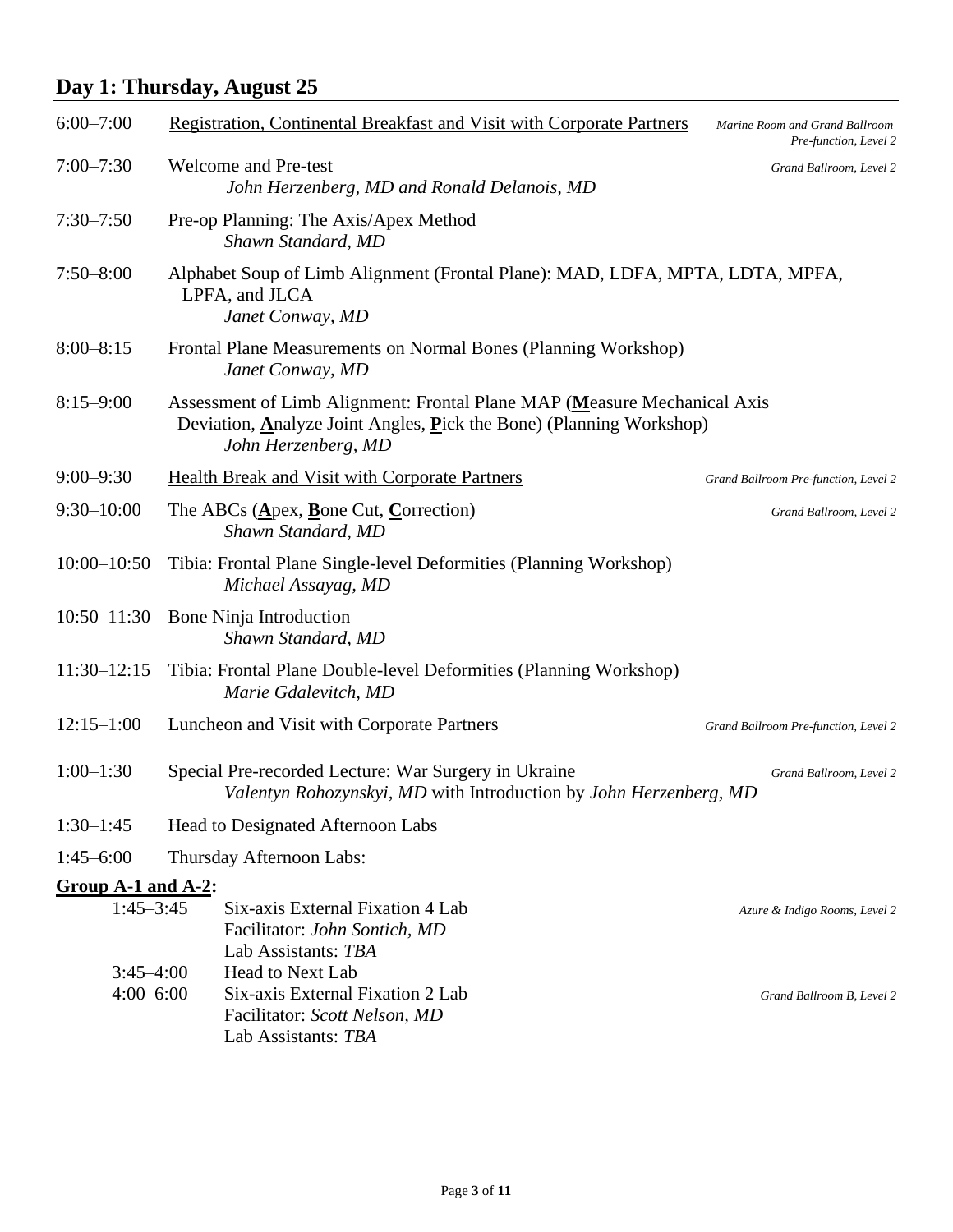## Day 1: Thursday, August 25

**6:00–7:00** Registration, Continental Breakfast and Visit with Corporate Partners — *Marine Room and Grand Ballroom Pre-function, Level 2*

**7:00–7:30** Welcome and Pre-test — *Grand Ballroom, Level 2*
*John Herzenberg, MD and Ronald Delanois, MD*

**7:30–7:50** Pre-op Planning: The Axis/Apex Method
*Shawn Standard, MD*

**7:50–8:00** Alphabet Soup of Limb Alignment (Frontal Plane): MAD, LDFA, MPTA, LDTA, MPFA, LPFA, and JLCA
*Janet Conway, MD*

**8:00–8:15** Frontal Plane Measurements on Normal Bones (Planning Workshop)
*Janet Conway, MD*

**8:15–9:00** Assessment of Limb Alignment: Frontal Plane MAP (**M**easure Mechanical Axis Deviation, **A**nalyze Joint Angles, **P**ick the Bone) (Planning Workshop)
*John Herzenberg, MD*

**9:00–9:30** Health Break and Visit with Corporate Partners — *Grand Ballroom Pre-function, Level 2*

**9:30–10:00** The ABCs (**A**pex, **B**one Cut, **C**orrection) — *Grand Ballroom, Level 2*
*Shawn Standard, MD*

**10:00–10:50** Tibia: Frontal Plane Single-level Deformities (Planning Workshop)
*Michael Assayag, MD*

**10:50–11:30** Bone Ninja Introduction
*Shawn Standard, MD*

**11:30–12:15** Tibia: Frontal Plane Double-level Deformities (Planning Workshop)
*Marie Gdalevitch, MD*

**12:15–1:00** Luncheon and Visit with Corporate Partners — *Grand Ballroom Pre-function, Level 2*

**1:00–1:30** Special Pre-recorded Lecture: War Surgery in Ukraine — *Grand Ballroom, Level 2*
*Valentyn Rohozynskyi, MD* with Introduction by *John Herzenberg, MD*

**1:30–1:45** Head to Designated Afternoon Labs

**1:45–6:00** Thursday Afternoon Labs:

**Group A-1 and A-2:**

- **1:45–3:45** Six-axis External Fixation 4 Lab — *Azure & Indigo Rooms, Level 2*
  Facilitator: *John Sontich, MD*
  Lab Assistants: *TBA*
- **3:45–4:00** Head to Next Lab
- **4:00–6:00** Six-axis External Fixation 2 Lab — *Grand Ballroom B, Level 2*
  Facilitator: *Scott Nelson, MD*
  Lab Assistants: *TBA*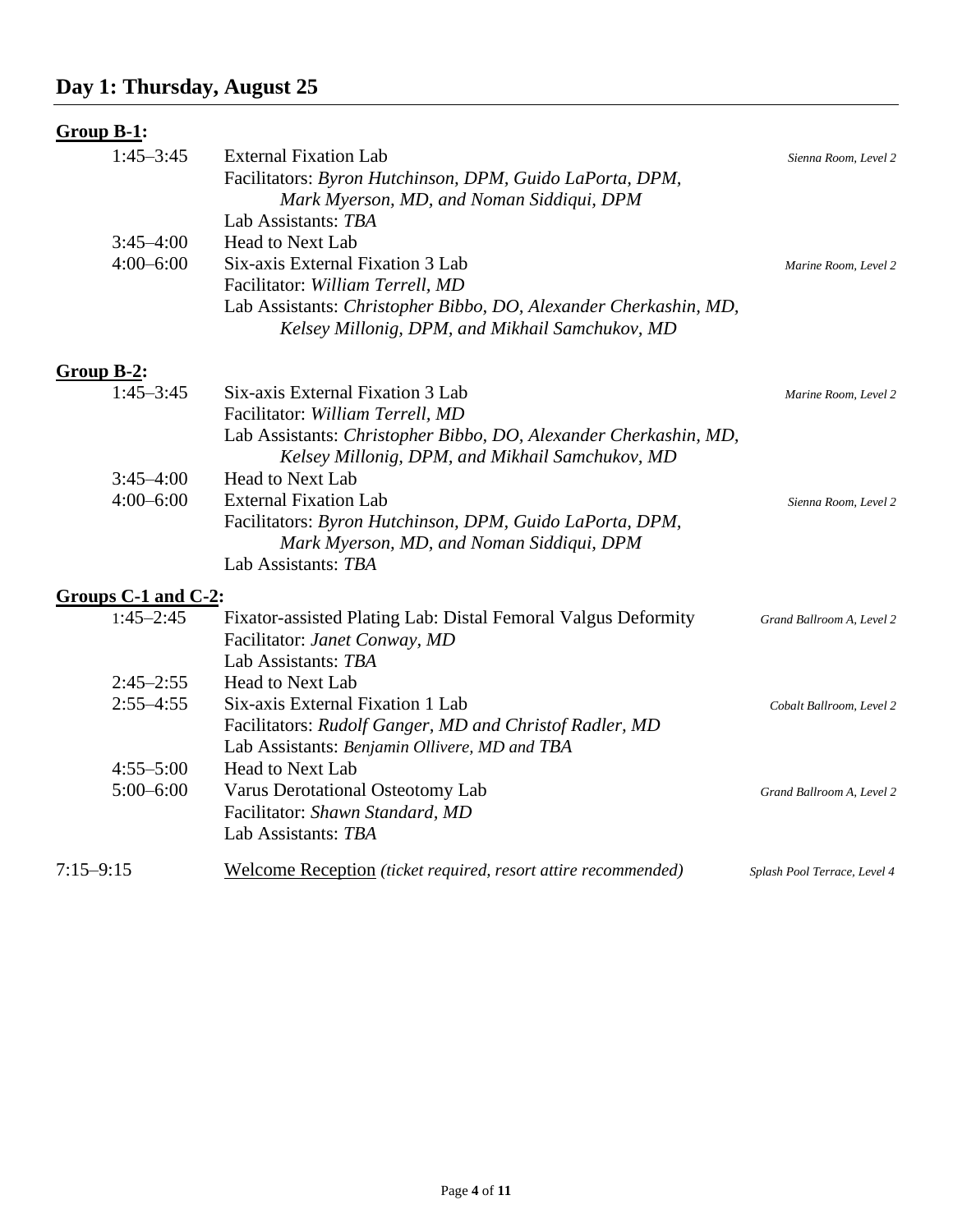## Day 1: Thursday, August 25

**Group B-1:**

| Time | Session | Location |
|---|---|---|
| 1:45–3:45 | External Fixation Lab<br>Facilitators: *Byron Hutchinson, DPM, Guido LaPorta, DPM, Mark Myerson, MD, and Noman Siddiqui, DPM*<br>Lab Assistants: *TBA* | *Sienna Room, Level 2* |
| 3:45–4:00 | Head to Next Lab | |
| 4:00–6:00 | Six-axis External Fixation 3 Lab<br>Facilitator: *William Terrell, MD*<br>Lab Assistants: *Christopher Bibbo, DO, Alexander Cherkashin, MD, Kelsey Millonig, DPM, and Mikhail Samchukov, MD* | *Marine Room, Level 2* |

**Group B-2:**

| Time | Session | Location |
|---|---|---|
| 1:45–3:45 | Six-axis External Fixation 3 Lab<br>Facilitator: *William Terrell, MD*<br>Lab Assistants: *Christopher Bibbo, DO, Alexander Cherkashin, MD, Kelsey Millonig, DPM, and Mikhail Samchukov, MD* | *Marine Room, Level 2* |
| 3:45–4:00 | Head to Next Lab | |
| 4:00–6:00 | External Fixation Lab<br>Facilitators: *Byron Hutchinson, DPM, Guido LaPorta, DPM, Mark Myerson, MD, and Noman Siddiqui, DPM*<br>Lab Assistants: *TBA* | *Sienna Room, Level 2* |

**Groups C-1 and C-2:**

| Time | Session | Location |
|---|---|---|
| 1:45–2:45 | Fixator-assisted Plating Lab: Distal Femoral Valgus Deformity<br>Facilitator: *Janet Conway, MD*<br>Lab Assistants: *TBA* | *Grand Ballroom A, Level 2* |
| 2:45–2:55 | Head to Next Lab | |
| 2:55–4:55 | Six-axis External Fixation 1 Lab<br>Facilitators: *Rudolf Ganger, MD and Christof Radler, MD*<br>Lab Assistants: *Benjamin Ollivere, MD and TBA* | *Cobalt Ballroom, Level 2* |
| 4:55–5:00 | Head to Next Lab | |
| 5:00–6:00 | Varus Derotational Osteotomy Lab<br>Facilitator: *Shawn Standard, MD*<br>Lab Assistants: *TBA* | *Grand Ballroom A, Level 2* |

| Time | Session | Location |
|---|---|---|
| 7:15–9:15 | Welcome Reception *(ticket required, resort attire recommended)* | *Splash Pool Terrace, Level 4* |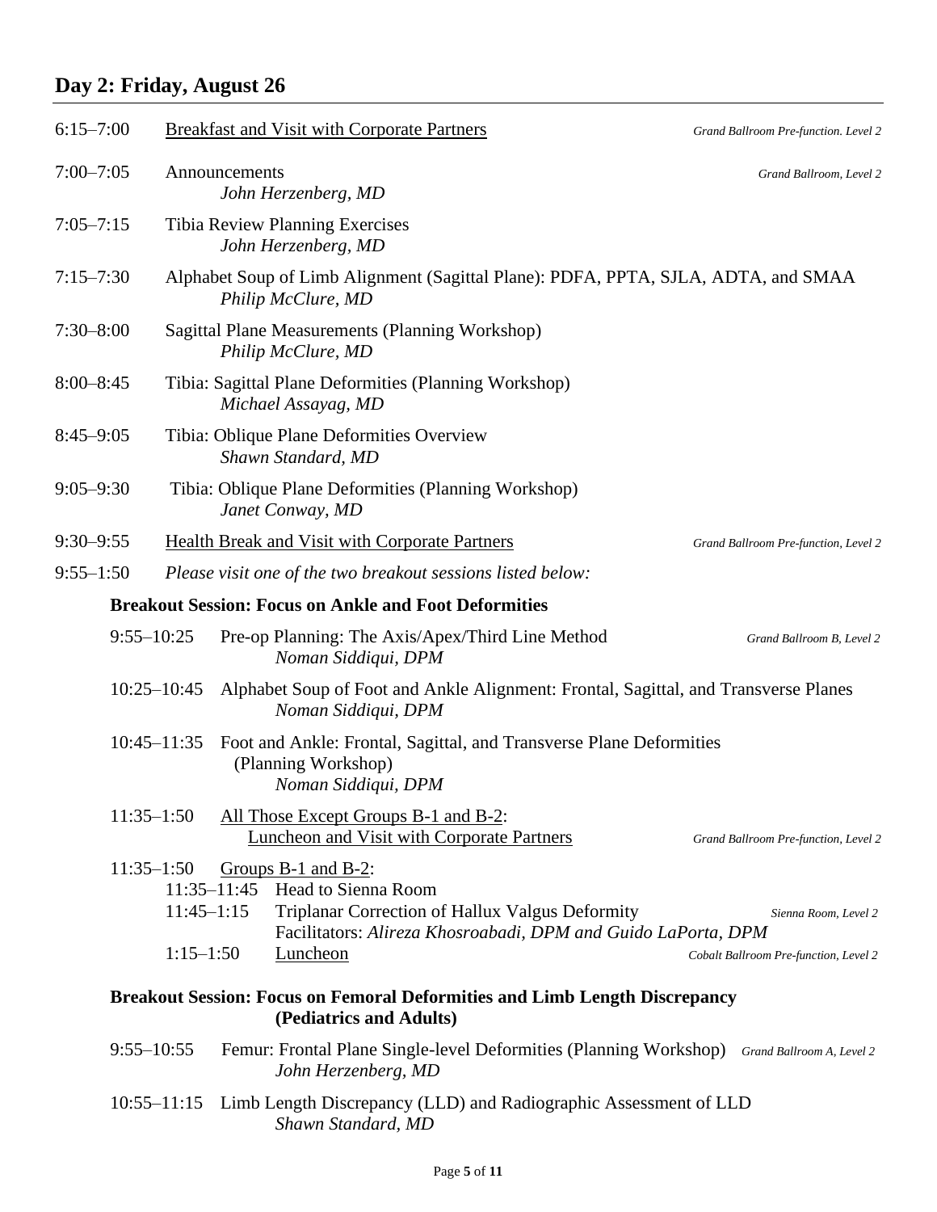## Day 2: Friday, August 26

6:15–7:00 <u>Breakfast and Visit with Corporate Partners</u> — *Grand Ballroom Pre-function. Level 2*

7:00–7:05 Announcements — *Grand Ballroom, Level 2*
*John Herzenberg, MD*

7:05–7:15 Tibia Review Planning Exercises
*John Herzenberg, MD*

7:15–7:30 Alphabet Soup of Limb Alignment (Sagittal Plane): PDFA, PPTA, SJLA, ADTA, and SMAA
*Philip McClure, MD*

7:30–8:00 Sagittal Plane Measurements (Planning Workshop)
*Philip McClure, MD*

8:00–8:45 Tibia: Sagittal Plane Deformities (Planning Workshop)
*Michael Assayag, MD*

8:45–9:05 Tibia: Oblique Plane Deformities Overview
*Shawn Standard, MD*

9:05–9:30 Tibia: Oblique Plane Deformities (Planning Workshop)
*Janet Conway, MD*

9:30–9:55 <u>Health Break and Visit with Corporate Partners</u> — *Grand Ballroom Pre-function, Level 2*

9:55–1:50 *Please visit one of the two breakout sessions listed below:*

### Breakout Session: Focus on Ankle and Foot Deformities

9:55–10:25 Pre-op Planning: The Axis/Apex/Third Line Method — *Grand Ballroom B, Level 2*
*Noman Siddiqui, DPM*

10:25–10:45 Alphabet Soup of Foot and Ankle Alignment: Frontal, Sagittal, and Transverse Planes
*Noman Siddiqui, DPM*

10:45–11:35 Foot and Ankle: Frontal, Sagittal, and Transverse Plane Deformities (Planning Workshop)
*Noman Siddiqui, DPM*

11:35–1:50 <u>All Those Except Groups B-1 and B-2</u>:
<u>Luncheon and Visit with Corporate Partners</u> — *Grand Ballroom Pre-function, Level 2*

11:35–1:50 <u>Groups B-1 and B-2</u>:
- 11:35–11:45 Head to Sienna Room
- 11:45–1:15 Triplanar Correction of Hallux Valgus Deformity — *Sienna Room, Level 2*
  Facilitators: *Alireza Khosroabadi, DPM and Guido LaPorta, DPM*
- 1:15–1:50 <u>Luncheon</u> — *Cobalt Ballroom Pre-function, Level 2*

### Breakout Session: Focus on Femoral Deformities and Limb Length Discrepancy (Pediatrics and Adults)

9:55–10:55 Femur: Frontal Plane Single-level Deformities (Planning Workshop) — *Grand Ballroom A, Level 2*
*John Herzenberg, MD*

10:55–11:15 Limb Length Discrepancy (LLD) and Radiographic Assessment of LLD
*Shawn Standard, MD*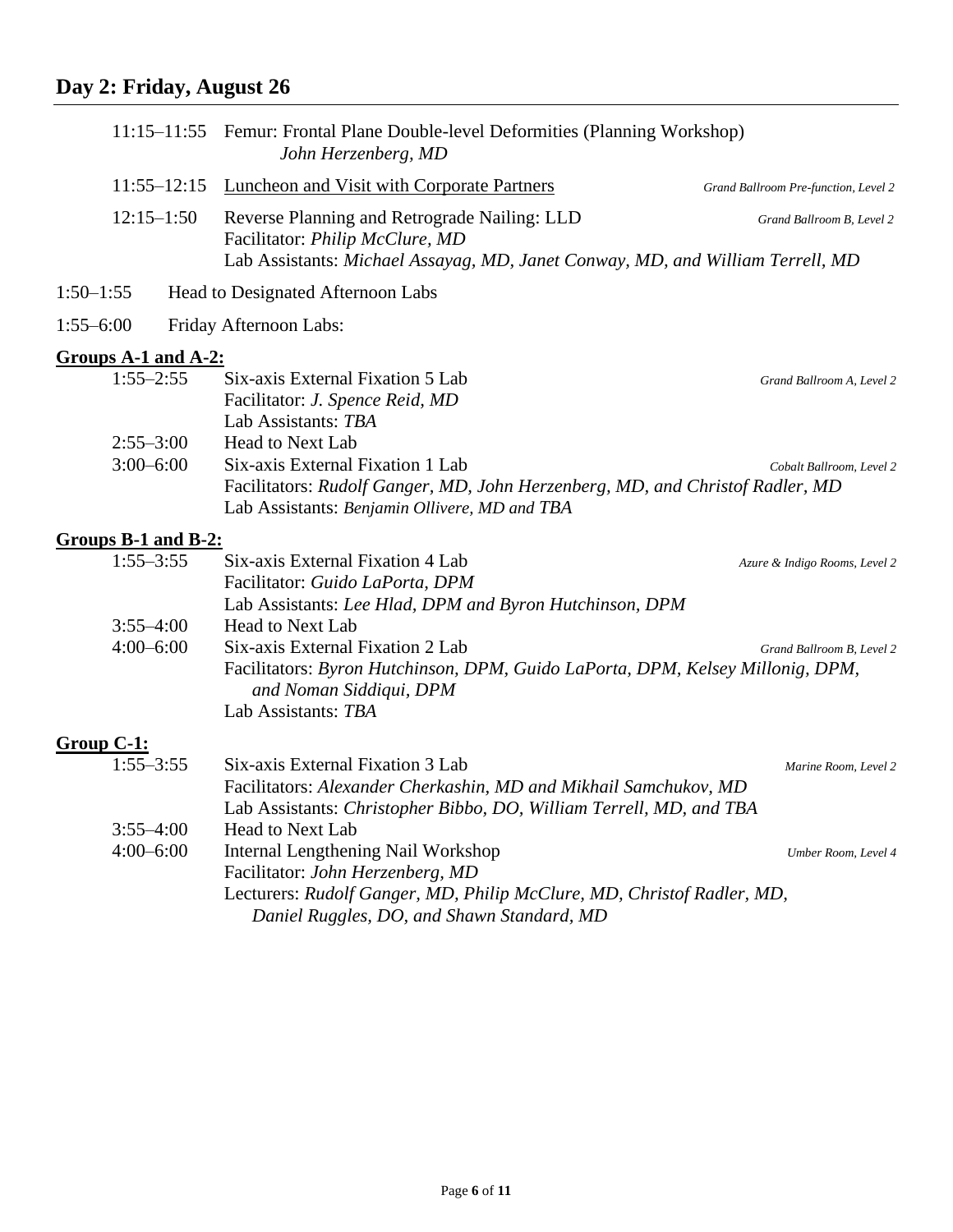## Day 2: Friday, August 26

11:15–11:55 Femur: Frontal Plane Double-level Deformities (Planning Workshop)
*John Herzenberg, MD*

11:55–12:15 Luncheon and Visit with Corporate Partners — *Grand Ballroom Pre-function, Level 2*

12:15–1:50 Reverse Planning and Retrograde Nailing: LLD — *Grand Ballroom B, Level 2*
Facilitator: *Philip McClure, MD*
Lab Assistants: *Michael Assayag, MD, Janet Conway, MD, and William Terrell, MD*

1:50–1:55 Head to Designated Afternoon Labs

1:55–6:00 Friday Afternoon Labs:

**Groups A-1 and A-2:**

1:55–2:55 Six-axis External Fixation 5 Lab — *Grand Ballroom A, Level 2*
Facilitator: *J. Spence Reid, MD*
Lab Assistants: *TBA*

2:55–3:00 Head to Next Lab

3:00–6:00 Six-axis External Fixation 1 Lab — *Cobalt Ballroom, Level 2*
Facilitators: *Rudolf Ganger, MD, John Herzenberg, MD, and Christof Radler, MD*
Lab Assistants: *Benjamin Ollivere, MD and TBA*

**Groups B-1 and B-2:**

1:55–3:55 Six-axis External Fixation 4 Lab — *Azure & Indigo Rooms, Level 2*
Facilitator: *Guido LaPorta, DPM*
Lab Assistants: *Lee Hlad, DPM and Byron Hutchinson, DPM*

3:55–4:00 Head to Next Lab

4:00–6:00 Six-axis External Fixation 2 Lab — *Grand Ballroom B, Level 2*
Facilitators: *Byron Hutchinson, DPM, Guido LaPorta, DPM, Kelsey Millonig, DPM, and Noman Siddiqui, DPM*
Lab Assistants: *TBA*

**Group C-1:**

1:55–3:55 Six-axis External Fixation 3 Lab — *Marine Room, Level 2*
Facilitators: *Alexander Cherkashin, MD and Mikhail Samchukov, MD*
Lab Assistants: *Christopher Bibbo, DO, William Terrell, MD, and TBA*

3:55–4:00 Head to Next Lab

4:00–6:00 Internal Lengthening Nail Workshop — *Umber Room, Level 4*
Facilitator: *John Herzenberg, MD*
Lecturers: *Rudolf Ganger, MD, Philip McClure, MD, Christof Radler, MD, Daniel Ruggles, DO, and Shawn Standard, MD*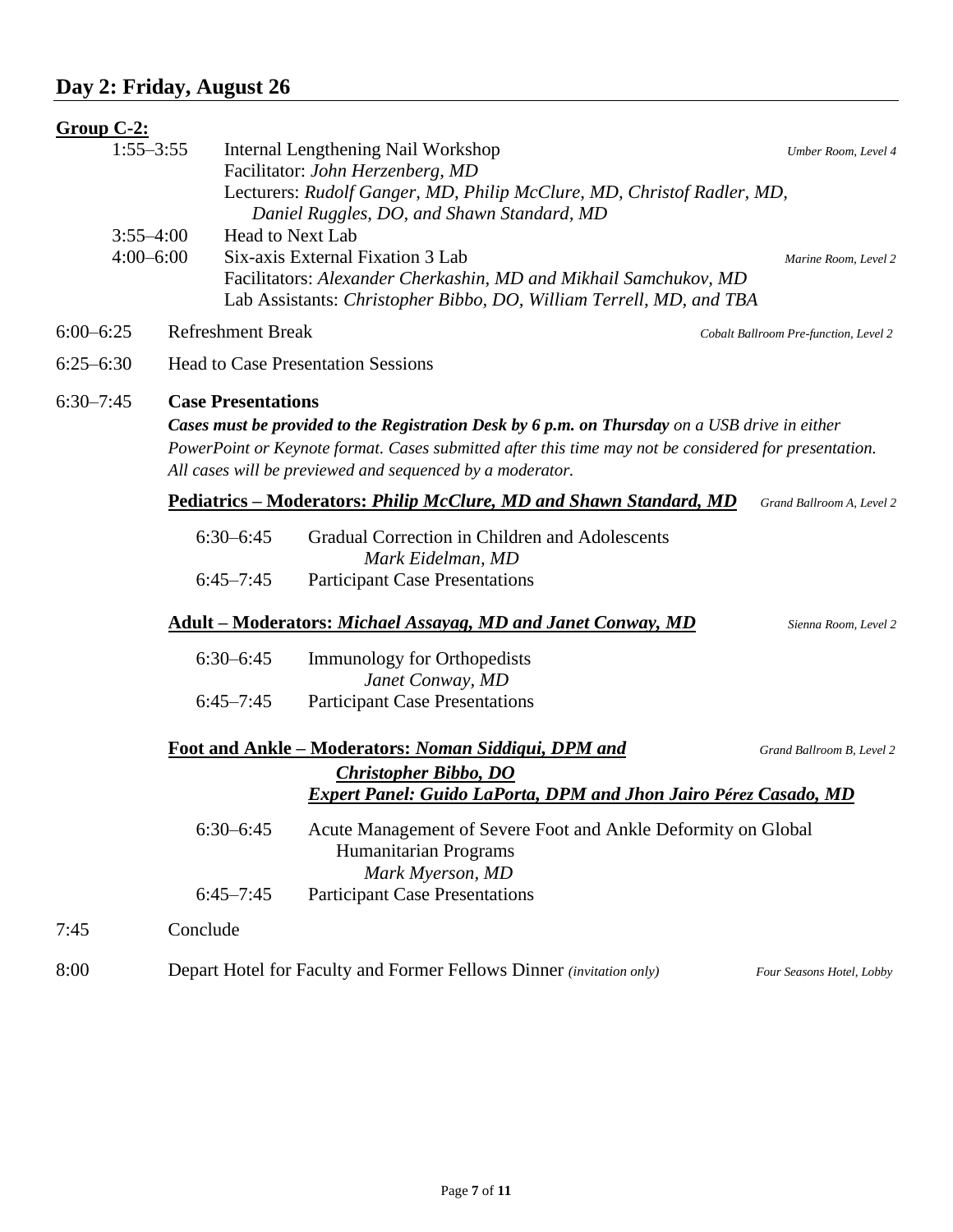## Day 2: Friday, August 26

**Group C-2:**

1:55–3:55 Internal Lengthening Nail Workshop — *Umber Room, Level 4*
Facilitator: *John Herzenberg, MD*
Lecturers: *Rudolf Ganger, MD, Philip McClure, MD, Christof Radler, MD, Daniel Ruggles, DO, and Shawn Standard, MD*

3:55–4:00 Head to Next Lab

4:00–6:00 Six-axis External Fixation 3 Lab — *Marine Room, Level 2*
Facilitators: *Alexander Cherkashin, MD and Mikhail Samchukov, MD*
Lab Assistants: *Christopher Bibbo, DO, William Terrell, MD, and TBA*

6:00–6:25 Refreshment Break — *Cobalt Ballroom Pre-function, Level 2*

6:25–6:30 Head to Case Presentation Sessions

6:30–7:45 **Case Presentations**

***Cases must be provided to the Registration Desk by 6 p.m. on Thursday*** *on a USB drive in either PowerPoint or Keynote format. Cases submitted after this time may not be considered for presentation. All cases will be previewed and sequenced by a moderator.*

**Pediatrics – Moderators: *Philip McClure, MD and Shawn Standard, MD*** — *Grand Ballroom A, Level 2*

6:30–6:45 Gradual Correction in Children and Adolescents
*Mark Eidelman, MD*

6:45–7:45 Participant Case Presentations

**Adult – Moderators: *Michael Assayag, MD and Janet Conway, MD*** — *Sienna Room, Level 2*

6:30–6:45 Immunology for Orthopedists
*Janet Conway, MD*

6:45–7:45 Participant Case Presentations

**Foot and Ankle – Moderators: *Noman Siddiqui, DPM and Christopher Bibbo, DO*** — *Grand Ballroom B, Level 2*
***Expert Panel: Guido LaPorta, DPM and Jhon Jairo Pérez Casado, MD***

6:30–6:45 Acute Management of Severe Foot and Ankle Deformity on Global Humanitarian Programs
*Mark Myerson, MD*

6:45–7:45 Participant Case Presentations

7:45 Conclude

8:00 Depart Hotel for Faculty and Former Fellows Dinner *(invitation only)* — *Four Seasons Hotel, Lobby*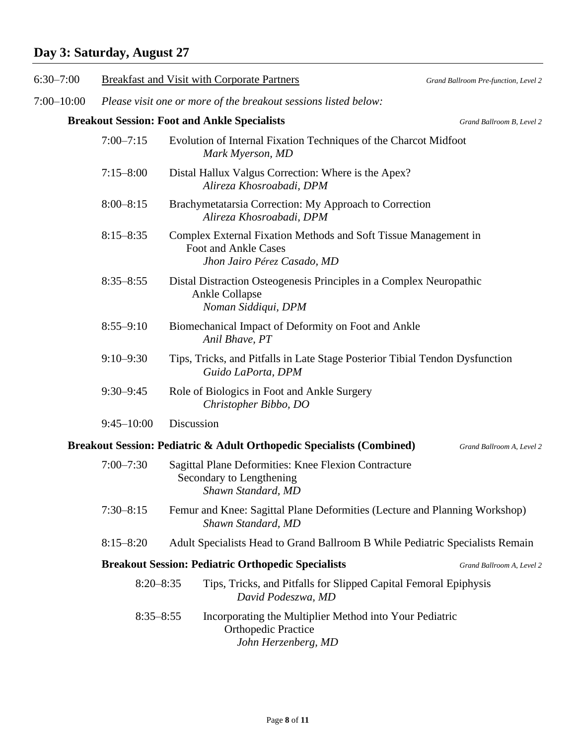## Day 3: Saturday, August 27

6:30–7:00 Breakfast and Visit with Corporate Partners *Grand Ballroom Pre-function, Level 2*

7:00–10:00 *Please visit one or more of the breakout sessions listed below:*

### Breakout Session: Foot and Ankle Specialists

*Grand Ballroom B, Level 2*

7:00–7:15 Evolution of Internal Fixation Techniques of the Charcot Midfoot
*Mark Myerson, MD*

7:15–8:00 Distal Hallux Valgus Correction: Where is the Apex?
*Alireza Khosroabadi, DPM*

8:00–8:15 Brachymetatarsia Correction: My Approach to Correction
*Alireza Khosroabadi, DPM*

8:15–8:35 Complex External Fixation Methods and Soft Tissue Management in Foot and Ankle Cases
*Jhon Jairo Pérez Casado, MD*

8:35–8:55 Distal Distraction Osteogenesis Principles in a Complex Neuropathic Ankle Collapse
*Noman Siddiqui, DPM*

8:55–9:10 Biomechanical Impact of Deformity on Foot and Ankle
*Anil Bhave, PT*

9:10–9:30 Tips, Tricks, and Pitfalls in Late Stage Posterior Tibial Tendon Dysfunction
*Guido LaPorta, DPM*

9:30–9:45 Role of Biologics in Foot and Ankle Surgery
*Christopher Bibbo, DO*

9:45–10:00 Discussion

### Breakout Session: Pediatric & Adult Orthopedic Specialists (Combined)

*Grand Ballroom A, Level 2*

7:00–7:30 Sagittal Plane Deformities: Knee Flexion Contracture Secondary to Lengthening
*Shawn Standard, MD*

7:30–8:15 Femur and Knee: Sagittal Plane Deformities (Lecture and Planning Workshop)
*Shawn Standard, MD*

8:15–8:20 Adult Specialists Head to Grand Ballroom B While Pediatric Specialists Remain

### Breakout Session: Pediatric Orthopedic Specialists

*Grand Ballroom A, Level 2*

8:20–8:35 Tips, Tricks, and Pitfalls for Slipped Capital Femoral Epiphysis
*David Podeszwa, MD*

8:35–8:55 Incorporating the Multiplier Method into Your Pediatric Orthopedic Practice
*John Herzenberg, MD*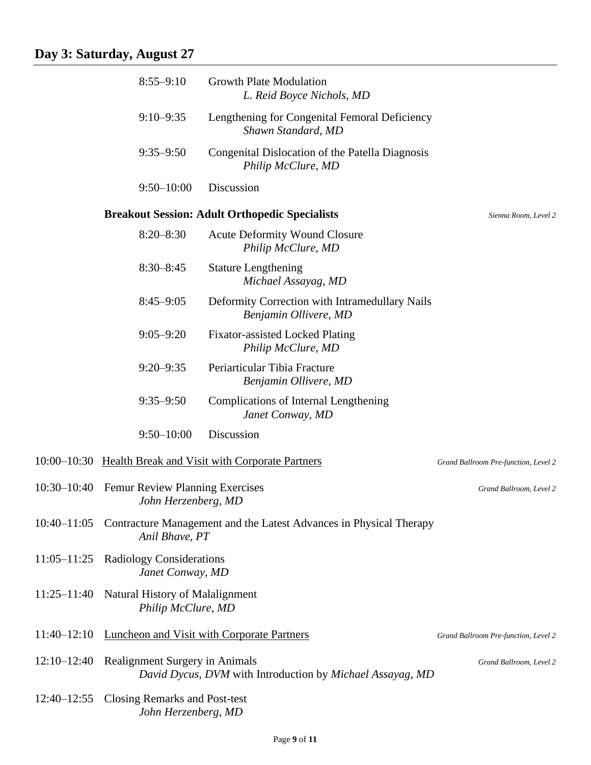## Day 3: Saturday, August 27

8:55–9:10 Growth Plate Modulation
*L. Reid Boyce Nichols, MD*

9:10–9:35 Lengthening for Congenital Femoral Deficiency
*Shawn Standard, MD*

9:35–9:50 Congenital Dislocation of the Patella Diagnosis
*Philip McClure, MD*

9:50–10:00 Discussion

**Breakout Session: Adult Orthopedic Specialists** — *Sienna Room, Level 2*

8:20–8:30 Acute Deformity Wound Closure
*Philip McClure, MD*

8:30–8:45 Stature Lengthening
*Michael Assayag, MD*

8:45–9:05 Deformity Correction with Intramedullary Nails
*Benjamin Ollivere, MD*

9:05–9:20 Fixator-assisted Locked Plating
*Philip McClure, MD*

9:20–9:35 Periarticular Tibia Fracture
*Benjamin Ollivere, MD*

9:35–9:50 Complications of Internal Lengthening
*Janet Conway, MD*

9:50–10:00 Discussion

10:00–10:30 Health Break and Visit with Corporate Partners — *Grand Ballroom Pre-function, Level 2*

10:30–10:40 Femur Review Planning Exercises — *Grand Ballroom, Level 2*
*John Herzenberg, MD*

10:40–11:05 Contracture Management and the Latest Advances in Physical Therapy
*Anil Bhave, PT*

11:05–11:25 Radiology Considerations
*Janet Conway, MD*

11:25–11:40 Natural History of Malalignment
*Philip McClure, MD*

11:40–12:10 Luncheon and Visit with Corporate Partners — *Grand Ballroom Pre-function, Level 2*

12:10–12:40 Realignment Surgery in Animals — *Grand Ballroom, Level 2*
*David Dycus, DVM* with Introduction by *Michael Assayag, MD*

12:40–12:55 Closing Remarks and Post-test
*John Herzenberg, MD*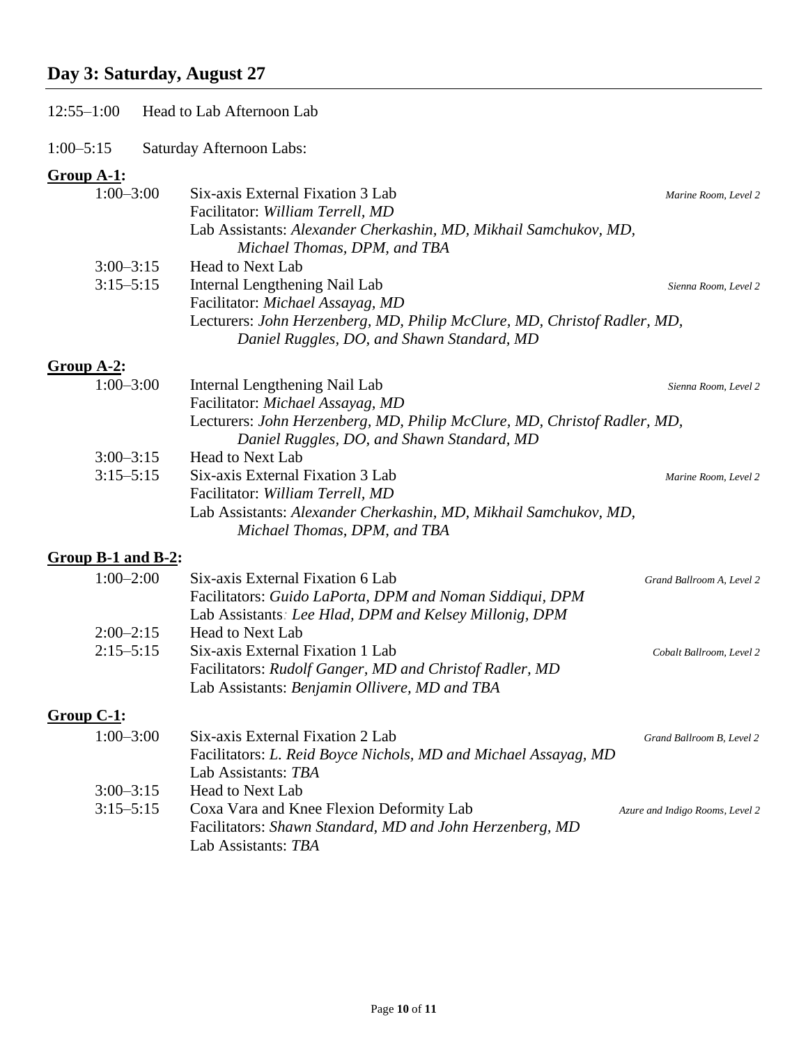## Day 3: Saturday, August 27

12:55–1:00 Head to Lab Afternoon Lab

1:00–5:15 Saturday Afternoon Labs:

**Group A-1:**

1:00–3:00 Six-axis External Fixation 3 Lab — *Marine Room, Level 2*
Facilitator: *William Terrell, MD*
Lab Assistants: *Alexander Cherkashin, MD, Mikhail Samchukov, MD, Michael Thomas, DPM, and TBA*

3:00–3:15 Head to Next Lab

3:15–5:15 Internal Lengthening Nail Lab — *Sienna Room, Level 2*
Facilitator: *Michael Assayag, MD*
Lecturers: *John Herzenberg, MD, Philip McClure, MD, Christof Radler, MD, Daniel Ruggles, DO, and Shawn Standard, MD*

**Group A-2:**

1:00–3:00 Internal Lengthening Nail Lab — *Sienna Room, Level 2*
Facilitator: *Michael Assayag, MD*
Lecturers: *John Herzenberg, MD, Philip McClure, MD, Christof Radler, MD, Daniel Ruggles, DO, and Shawn Standard, MD*

3:00–3:15 Head to Next Lab

3:15–5:15 Six-axis External Fixation 3 Lab — *Marine Room, Level 2*
Facilitator: *William Terrell, MD*
Lab Assistants: *Alexander Cherkashin, MD, Mikhail Samchukov, MD, Michael Thomas, DPM, and TBA*

**Group B-1 and B-2:**

1:00–2:00 Six-axis External Fixation 6 Lab — *Grand Ballroom A, Level 2*
Facilitators: *Guido LaPorta, DPM and Noman Siddiqui, DPM*
Lab Assistants: *Lee Hlad, DPM and Kelsey Millonig, DPM*

2:00–2:15 Head to Next Lab

2:15–5:15 Six-axis External Fixation 1 Lab — *Cobalt Ballroom, Level 2*
Facilitators: *Rudolf Ganger, MD and Christof Radler, MD*
Lab Assistants: *Benjamin Ollivere, MD and TBA*

**Group C-1:**

1:00–3:00 Six-axis External Fixation 2 Lab — *Grand Ballroom B, Level 2*
Facilitators: *L. Reid Boyce Nichols, MD and Michael Assayag, MD*
Lab Assistants: *TBA*

3:00–3:15 Head to Next Lab

3:15–5:15 Coxa Vara and Knee Flexion Deformity Lab — *Azure and Indigo Rooms, Level 2*
Facilitators: *Shawn Standard, MD and John Herzenberg, MD*
Lab Assistants: *TBA*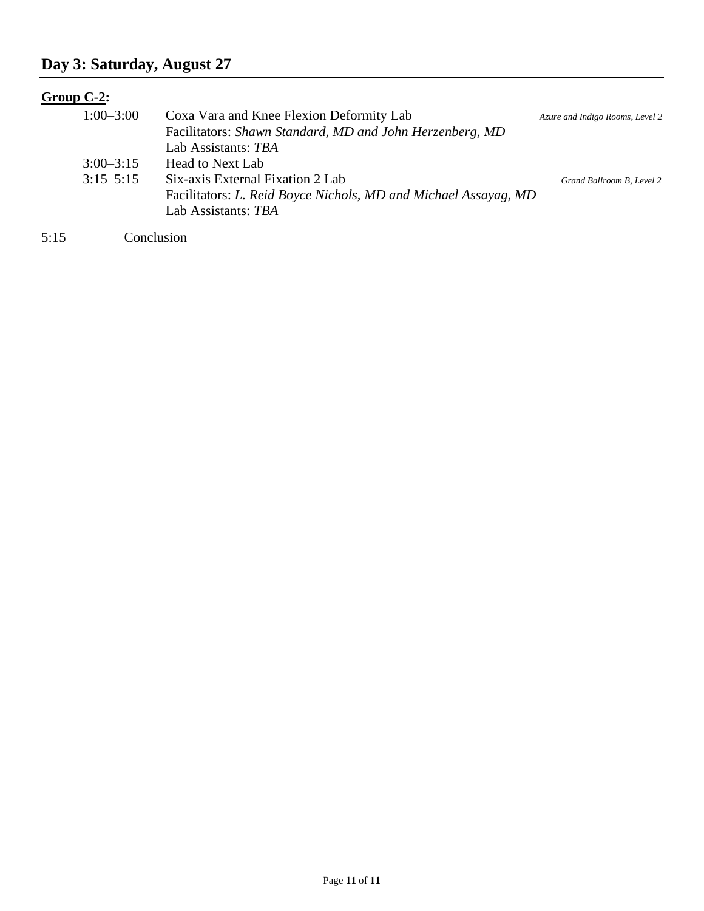## Day 3: Saturday, August 27

**Group C-2:**

| | | |
|---|---|---|
| 1:00–3:00 | Coxa Vara and Knee Flexion Deformity Lab<br>Facilitators: *Shawn Standard, MD and John Herzenberg, MD*<br>Lab Assistants: *TBA* | *Azure and Indigo Rooms, Level 2* |
| 3:00–3:15 | Head to Next Lab | |
| 3:15–5:15 | Six-axis External Fixation 2 Lab<br>Facilitators: *L. Reid Boyce Nichols, MD and Michael Assayag, MD*<br>Lab Assistants: *TBA* | *Grand Ballroom B, Level 2* |

5:15 Conclusion